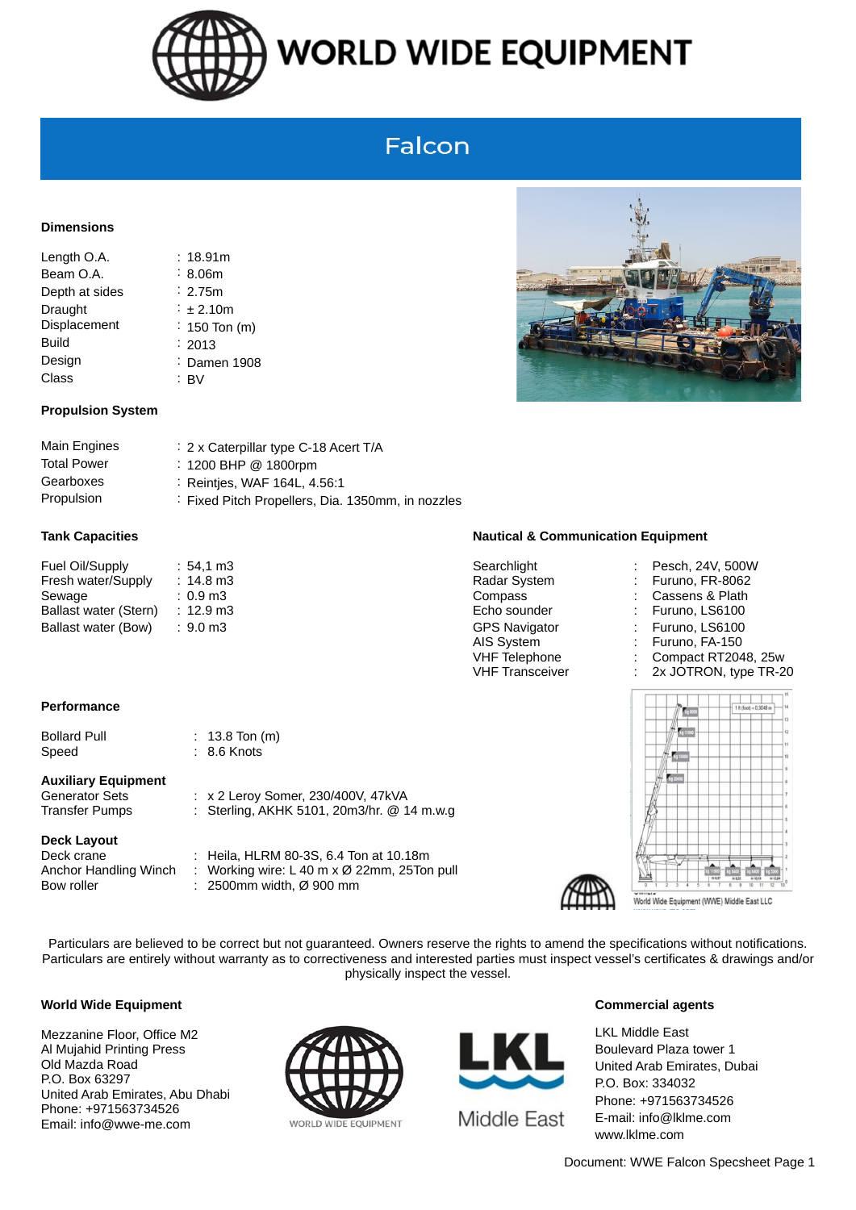# WORLD WIDE EQUIPMENT

## Falcon

### Dimensions

| | |
|---|---|
| Length O.A. | : 18.91m |
| Beam O.A. | : 8.06m |
| Depth at sides | : 2.75m |
| Draught | : ± 2.10m |
| Displacement | : 150 Ton (m) |
| Build | : 2013 |
| Design | : Damen 1908 |
| Class | : BV |

### Propulsion System

| | |
|---|---|
| Main Engines | : 2 x Caterpillar type C-18 Acert T/A |
| Total Power | : 1200 BHP @ 1800rpm |
| Gearboxes | : Reintjes, WAF 164L, 4.56:1 |
| Propulsion | : Fixed Pitch Propellers, Dia. 1350mm, in nozzles |

### Tank Capacities

| | |
|---|---|
| Fuel Oil/Supply | : 54,1 m3 |
| Fresh water/Supply | : 14.8 m3 |
| Sewage | : 0.9 m3 |
| Ballast water (Stern) | : 12.9 m3 |
| Ballast water (Bow) | : 9.0 m3 |

### Nautical & Communication Equipment

| | |
|---|---|
| Searchlight | : Pesch, 24V, 500W |
| Radar System | : Furuno, FR-8062 |
| Compass | : Cassens & Plath |
| Echo sounder | : Furuno, LS6100 |
| GPS Navigator | : Furuno, LS6100 |
| AIS System | : Furuno, FA-150 |
| VHF Telephone | : Compact RT2048, 25w |
| VHF Transceiver | : 2x JOTRON, type TR-20 |

### Performance

| | |
|---|---|
| Bollard Pull | : 13.8 Ton (m) |
| Speed | : 8.6 Knots |

### Auxiliary Equipment

| | |
|---|---|
| Generator Sets | : x 2 Leroy Somer, 230/400V, 47kVA |
| Transfer Pumps | : Sterling, AKHK 5101, 20m3/hr. @ 14 m.w.g |

### Deck Layout

| | |
|---|---|
| Deck crane | : Heila, HLRM 80-3S, 6.4 Ton at 10.18m |
| Anchor Handling Winch | : Working wire: L 40 m x Ø 22mm, 25Ton pull |
| Bow roller | : 2500mm width, Ø 900 mm |

World Wide Equipment (WWE) Middle East LLC

Particulars are believed to be correct but not guaranteed. Owners reserve the rights to amend the specifications without notifications. Particulars are entirely without warranty as to correctiveness and interested parties must inspect vessel's certificates & drawings and/or physically inspect the vessel.

### World Wide Equipment

Mezzanine Floor, Office M2
Al Mujahid Printing Press
Old Mazda Road
P.O. Box 63297
United Arab Emirates, Abu Dhabi
Phone: +971563734526
Email: info@wwe-me.com

WORLD WIDE EQUIPMENT

LKL Middle East

### Commercial agents

LKL Middle East
Boulevard Plaza tower 1
United Arab Emirates, Dubai
P.O. Box: 334032
Phone: +971563734526
E-mail: info@lklme.com
www.lklme.com

Document: WWE Falcon Specsheet Page 1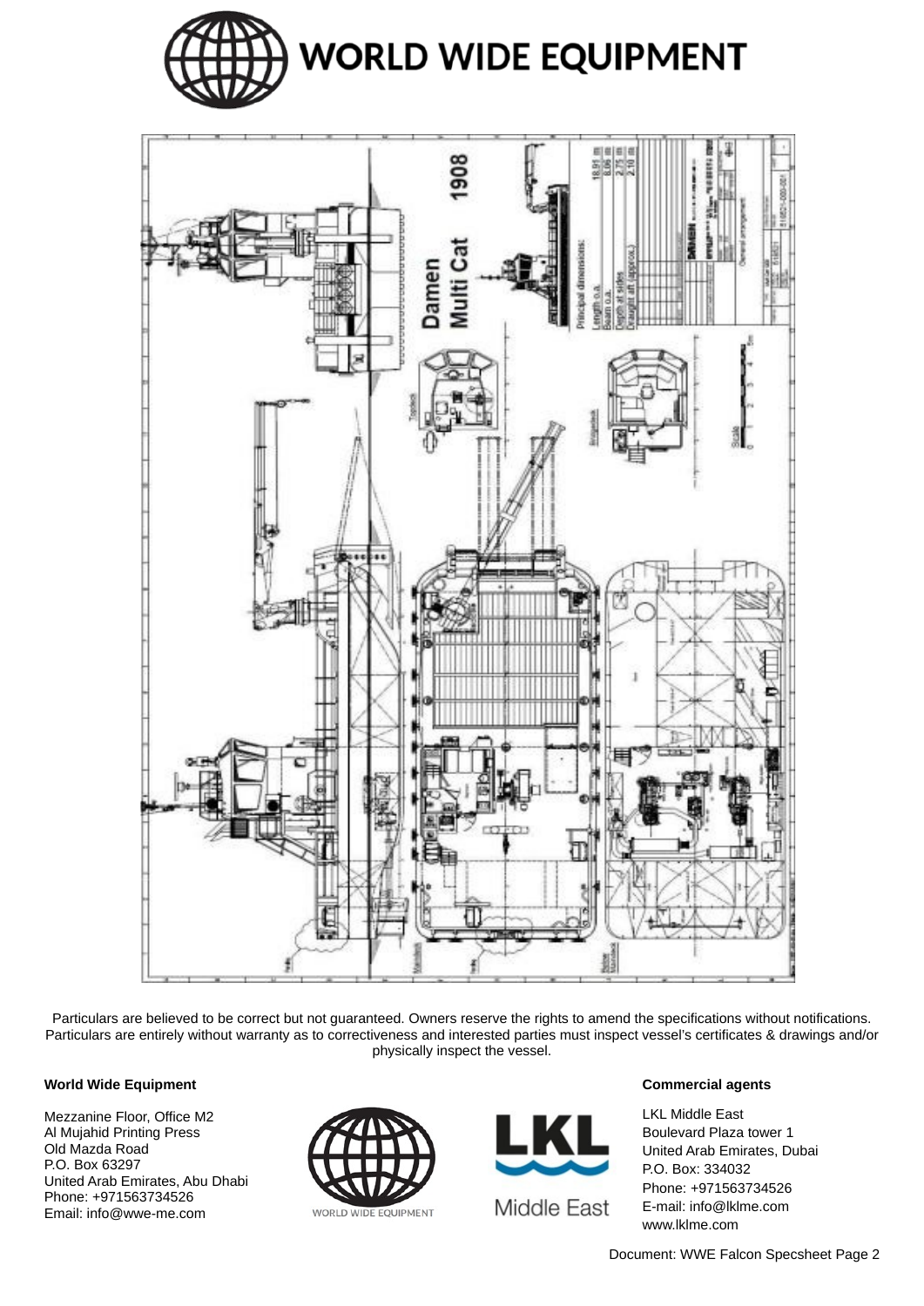# WORLD WIDE EQUIPMENT

Damen Multi Cat 1908

Principal dimensions:

| | |
|---|---|
| Length o.a. | 18.91 m |
| Beam o.a. | 8.06 m |
| Depth at sides | 2.75 m |
| Draught aft (approx.) | 2.10 m |

Particulars are believed to be correct but not guaranteed. Owners reserve the rights to amend the specifications without notifications. Particulars are entirely without warranty as to correctiveness and interested parties must inspect vessel's certificates & drawings and/or physically inspect the vessel.

**World Wide Equipment**

Mezzanine Floor, Office M2
Al Mujahid Printing Press
Old Mazda Road
P.O. Box 63297
United Arab Emirates, Abu Dhabi
Phone: +971563734526
Email: info@wwe-me.com

WORLD WIDE EQUIPMENT

LKL Middle East

**Commercial agents**

LKL Middle East
Boulevard Plaza tower 1
United Arab Emirates, Dubai
P.O. Box: 334032
Phone: +971563734526
E-mail: info@lklme.com
www.lklme.com

Document: WWE Falcon Specsheet Page 2